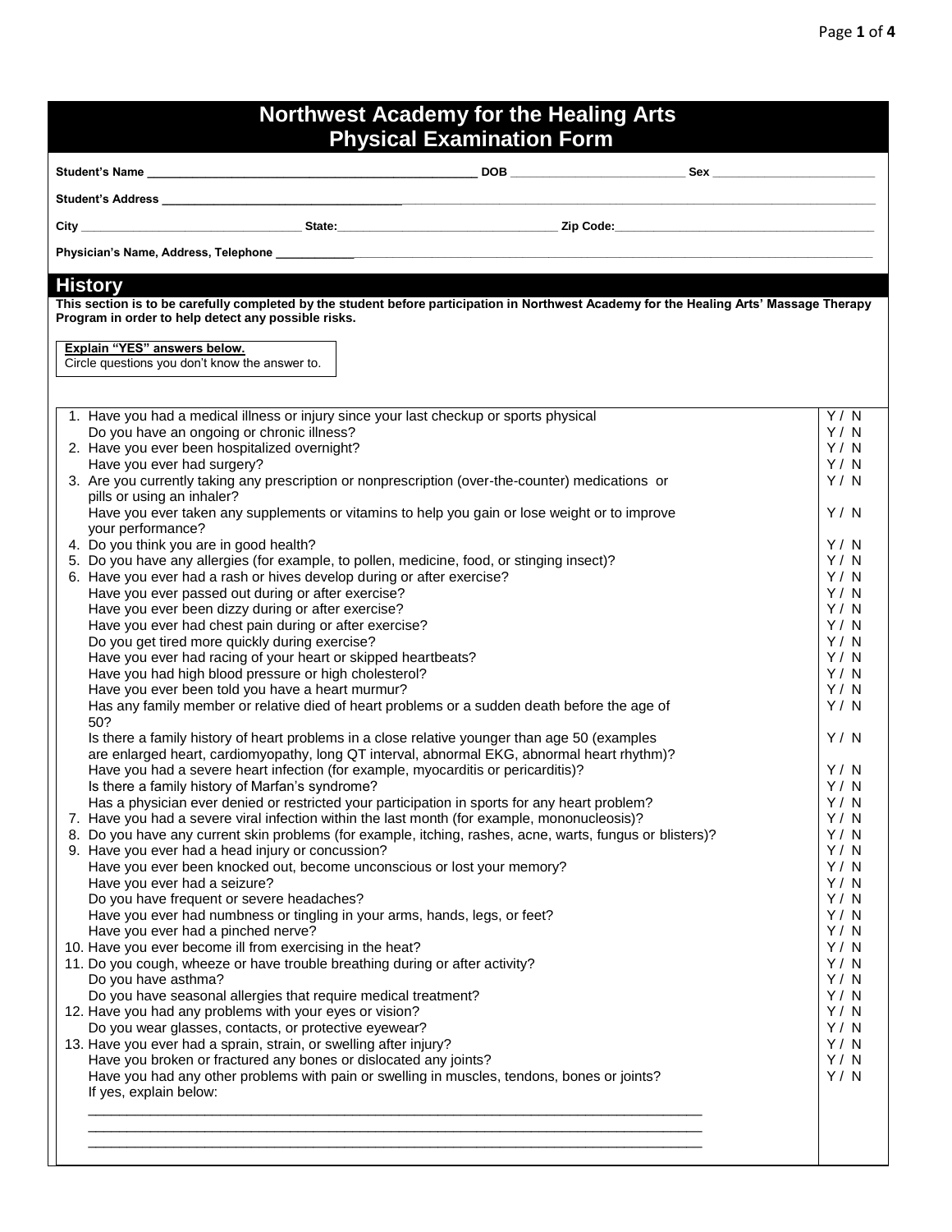# Northwest Academy for the Healing Arts
# Physical Examination Form

**Student's Name** ______________________ **DOB** ______________ **Sex** ______________

**Student's Address** ______________________________________________

**City** ______________ **State:** ______________ **Zip Code:** ______________

**Physician's Name, Address, Telephone** ______________________________________________

## History

**This section is to be carefully completed by the student before participation in Northwest Academy for the Healing Arts' Massage Therapy Program in order to help detect any possible risks.**

**Explain "YES" answers below.**
Circle questions you don't know the answer to.

| Question | Y / N |
|---|---|
| 1. Have you had a medical illness or injury since your last checkup or sports physical | Y / N |
| Do you have an ongoing or chronic illness? | Y / N |
| 2. Have you ever been hospitalized overnight? | Y / N |
| Have you ever had surgery? | Y / N |
| 3. Are you currently taking any prescription or nonprescription (over-the-counter) medications or pills or using an inhaler? | Y / N |
| Have you ever taken any supplements or vitamins to help you gain or lose weight or to improve your performance? | Y / N |
| 4. Do you think you are in good health? | Y / N |
| 5. Do you have any allergies (for example, to pollen, medicine, food, or stinging insect)? | Y / N |
| 6. Have you ever had a rash or hives develop during or after exercise? | Y / N |
| Have you ever passed out during or after exercise? | Y / N |
| Have you ever been dizzy during or after exercise? | Y / N |
| Have you ever had chest pain during or after exercise? | Y / N |
| Do you get tired more quickly during exercise? | Y / N |
| Have you ever had racing of your heart or skipped heartbeats? | Y / N |
| Have you had high blood pressure or high cholesterol? | Y / N |
| Have you ever been told you have a heart murmur? | Y / N |
| Has any family member or relative died of heart problems or a sudden death before the age of 50? | Y / N |
| Is there a family history of heart problems in a close relative younger than age 50 (examples are enlarged heart, cardiomyopathy, long QT interval, abnormal EKG, abnormal heart rhythm)? | Y / N |
| Have you had a severe heart infection (for example, myocarditis or pericarditis)? | Y / N |
| Is there a family history of Marfan's syndrome? | Y / N |
| Has a physician ever denied or restricted your participation in sports for any heart problem? | Y / N |
| 7. Have you had a severe viral infection within the last month (for example, mononucleosis)? | Y / N |
| 8. Do you have any current skin problems (for example, itching, rashes, acne, warts, fungus or blisters)? | Y / N |
| 9. Have you ever had a head injury or concussion? | Y / N |
| Have you ever been knocked out, become unconscious or lost your memory? | Y / N |
| Have you ever had a seizure? | Y / N |
| Do you have frequent or severe headaches? | Y / N |
| Have you ever had numbness or tingling in your arms, hands, legs, or feet? | Y / N |
| Have you ever had a pinched nerve? | Y / N |
| 10. Have you ever become ill from exercising in the heat? | Y / N |
| 11. Do you cough, wheeze or have trouble breathing during or after activity? | Y / N |
| Do you have asthma? | Y / N |
| Do you have seasonal allergies that require medical treatment? | Y / N |
| 12. Have you had any problems with your eyes or vision? | Y / N |
| Do you wear glasses, contacts, or protective eyewear? | Y / N |
| 13. Have you ever had a sprain, strain, or swelling after injury? | Y / N |
| Have you broken or fractured any bones or dislocated any joints? | Y / N |
| Have you had any other problems with pain or swelling in muscles, tendons, bones or joints? | Y / N |

If yes, explain below:

______________________________________________

______________________________________________

______________________________________________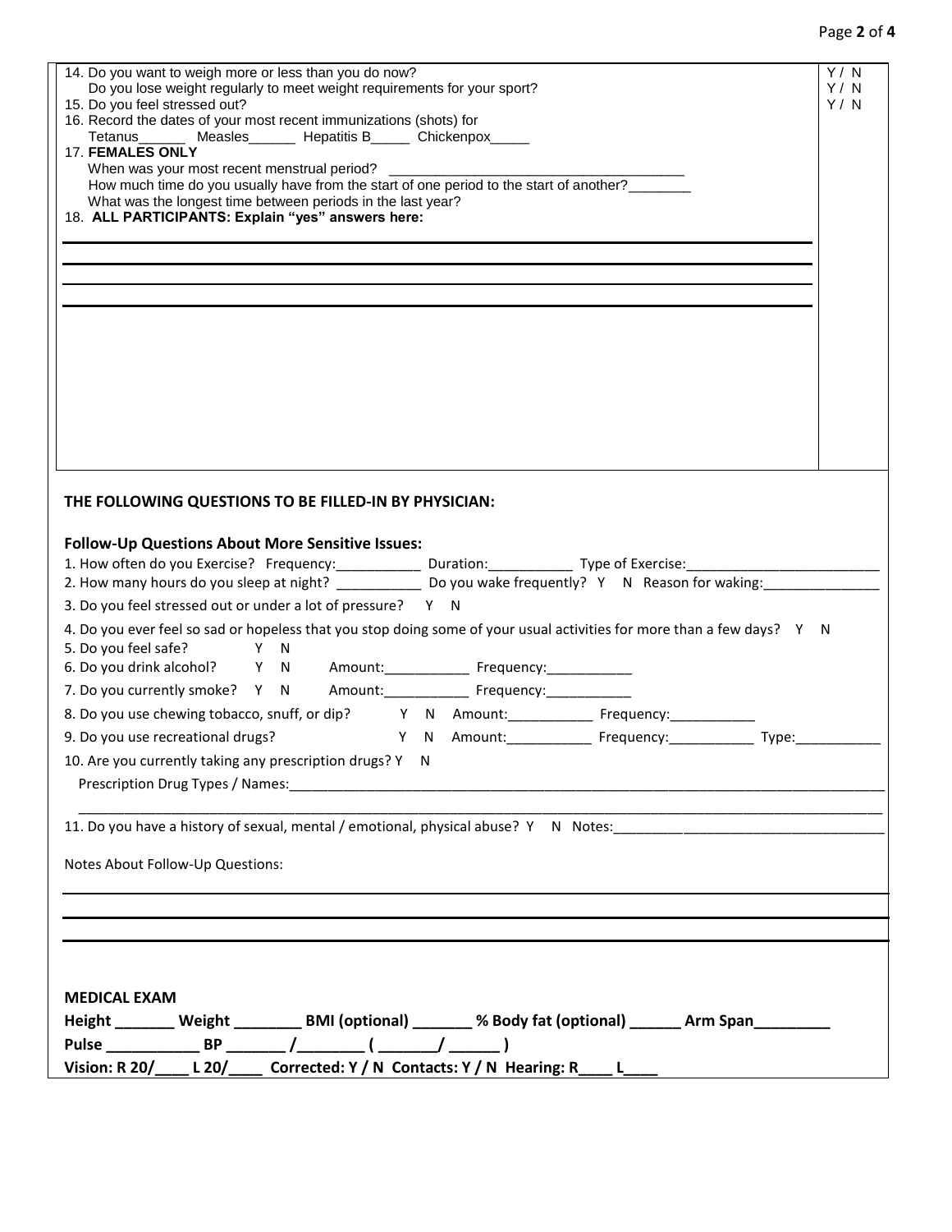14. Do you want to weigh more or less than you do now? Y / N
    Do you lose weight regularly to meet weight requirements for your sport? Y / N
15. Do you feel stressed out? Y / N
16. Record the dates of your most recent immunizations (shots) for
    Tetanus______ Measles______ Hepatitis B_____ Chickenpox_____
17. **FEMALES ONLY**
    When was your most recent menstrual period? ______________________________________
    How much time do you usually have from the start of one period to the start of another?________
    What was the longest time between periods in the last year?
18. **ALL PARTICIPANTS: Explain "yes" answers here:**

## THE FOLLOWING QUESTIONS TO BE FILLED-IN BY PHYSICIAN:

### Follow-Up Questions About More Sensitive Issues:

1. How often do you Exercise? Frequency:___________ Duration:___________ Type of Exercise:_________________________
2. How many hours do you sleep at night? ___________ Do you wake frequently? Y N Reason for waking:_______________
3. Do you feel stressed out or under a lot of pressure? Y N
4. Do you ever feel so sad or hopeless that you stop doing some of your usual activities for more than a few days? Y N
5. Do you feel safe? Y N
6. Do you drink alcohol? Y N Amount:___________ Frequency:___________
7. Do you currently smoke? Y N Amount:___________ Frequency:___________
8. Do you use chewing tobacco, snuff, or dip? Y N Amount:___________ Frequency:___________
9. Do you use recreational drugs? Y N Amount:___________ Frequency:___________ Type:___________
10. Are you currently taking any prescription drugs? Y N
    Prescription Drug Types / Names:_______________________________________________________________________________
    _______________________________________________________________________________________________________________
11. Do you have a history of sexual, mental / emotional, physical abuse? Y N Notes:___________________________________

Notes About Follow-Up Questions:

### MEDICAL EXAM

**Height _______ Weight ________ BMI (optional) _______ % Body fat (optional) ______ Arm Span_________**

**Pulse ___________ BP _______ /________ ( _______/ ______ )**

**Vision: R 20/____ L 20/____ Corrected: Y / N Contacts: Y / N Hearing: R____ L____**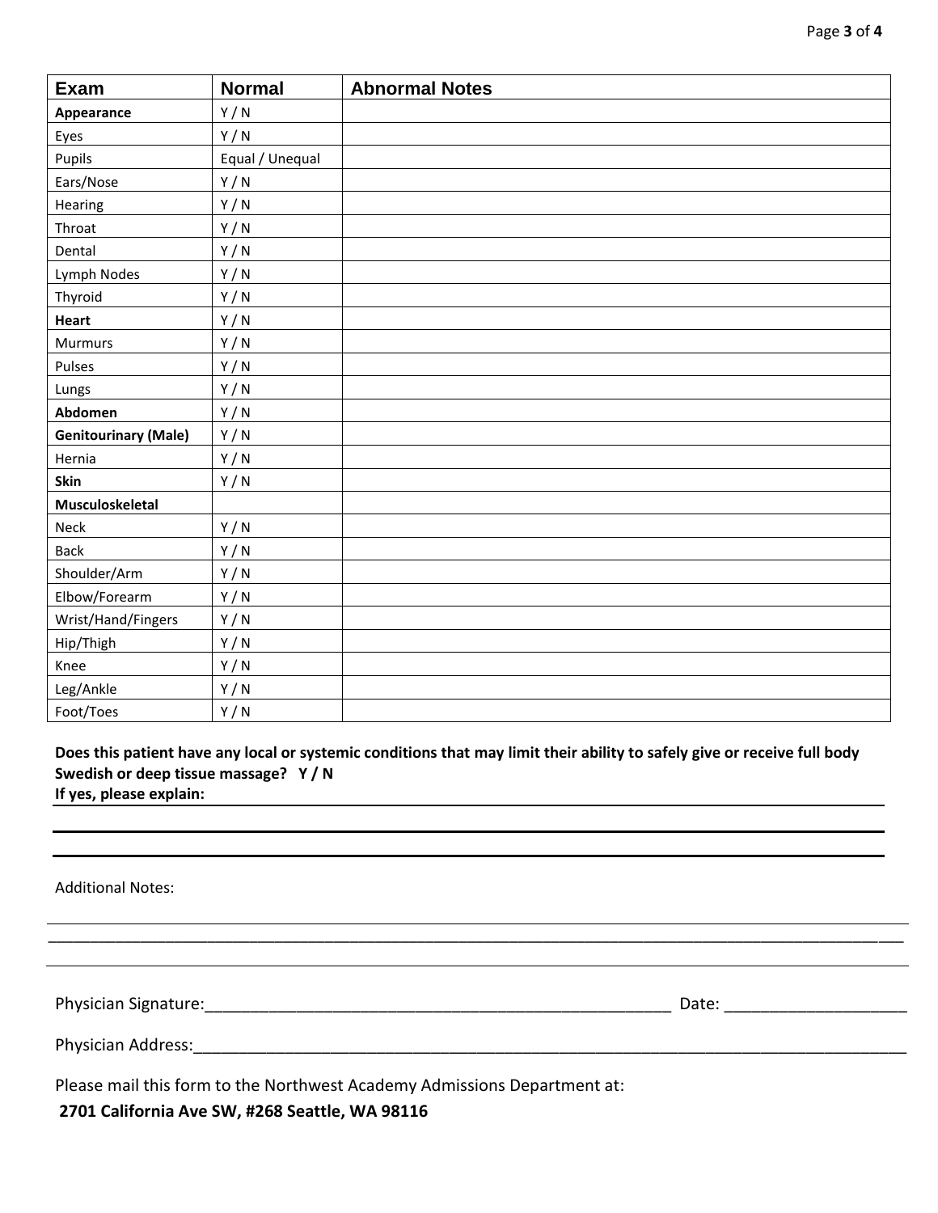| Exam | Normal | Abnormal Notes |
|---|---|---|
| **Appearance** | Y / N | |
| Eyes | Y / N | |
| Pupils | Equal / Unequal | |
| Ears/Nose | Y / N | |
| Hearing | Y / N | |
| Throat | Y / N | |
| Dental | Y / N | |
| Lymph Nodes | Y / N | |
| Thyroid | Y / N | |
| **Heart** | Y / N | |
| Murmurs | Y / N | |
| Pulses | Y / N | |
| Lungs | Y / N | |
| **Abdomen** | Y / N | |
| **Genitourinary (Male)** | Y / N | |
| Hernia | Y / N | |
| **Skin** | Y / N | |
| **Musculoskeletal** | | |
| Neck | Y / N | |
| Back | Y / N | |
| Shoulder/Arm | Y / N | |
| Elbow/Forearm | Y / N | |
| Wrist/Hand/Fingers | Y / N | |
| Hip/Thigh | Y / N | |
| Knee | Y / N | |
| Leg/Ankle | Y / N | |
| Foot/Toes | Y / N | |

**Does this patient have any local or systemic conditions that may limit their ability to safely give or receive full body Swedish or deep tissue massage? Y / N**
**If yes, please explain:** ____________________________________________

____________________________________________

____________________________________________

Additional Notes:

____________________________________________

____________________________________________

____________________________________________

Physician Signature:______________________________________________________ Date: ____________________

Physician Address:______________________________________________________________________________

Please mail this form to the Northwest Academy Admissions Department at:
**2701 California Ave SW, #268 Seattle, WA 98116**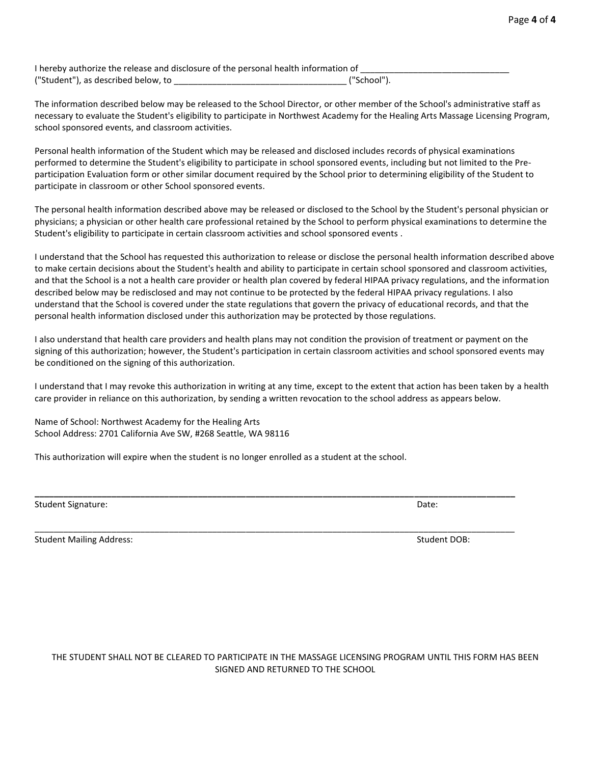I hereby authorize the release and disclosure of the personal health information of ______________________________ ("Student"), as described below, to ___________________________________ ("School").

The information described below may be released to the School Director, or other member of the School's administrative staff as necessary to evaluate the Student's eligibility to participate in Northwest Academy for the Healing Arts Massage Licensing Program, school sponsored events, and classroom activities.

Personal health information of the Student which may be released and disclosed includes records of physical examinations performed to determine the Student's eligibility to participate in school sponsored events, including but not limited to the Pre-participation Evaluation form or other similar document required by the School prior to determining eligibility of the Student to participate in classroom or other School sponsored events.

The personal health information described above may be released or disclosed to the School by the Student's personal physician or physicians; a physician or other health care professional retained by the School to perform physical examinations to determine the Student's eligibility to participate in certain classroom activities and school sponsored events .

I understand that the School has requested this authorization to release or disclose the personal health information described above to make certain decisions about the Student's health and ability to participate in certain school sponsored and classroom activities, and that the School is a not a health care provider or health plan covered by federal HIPAA privacy regulations, and the information described below may be redisclosed and may not continue to be protected by the federal HIPAA privacy regulations. I also understand that the School is covered under the state regulations that govern the privacy of educational records, and that the personal health information disclosed under this authorization may be protected by those regulations.

I also understand that health care providers and health plans may not condition the provision of treatment or payment on the signing of this authorization; however, the Student's participation in certain classroom activities and school sponsored events may be conditioned on the signing of this authorization.

I understand that I may revoke this authorization in writing at any time, except to the extent that action has been taken by a health care provider in reliance on this authorization, by sending a written revocation to the school address as appears below.

Name of School: Northwest Academy for the Healing Arts
School Address: 2701 California Ave SW, #268 Seattle, WA 98116

This authorization will expire when the student is no longer enrolled as a student at the school.

_______________________________________________________________________________________________

Student Signature: Date:

_______________________________________________________________________________________________

Student Mailing Address: Student DOB:

THE STUDENT SHALL NOT BE CLEARED TO PARTICIPATE IN THE MASSAGE LICENSING PROGRAM UNTIL THIS FORM HAS BEEN SIGNED AND RETURNED TO THE SCHOOL